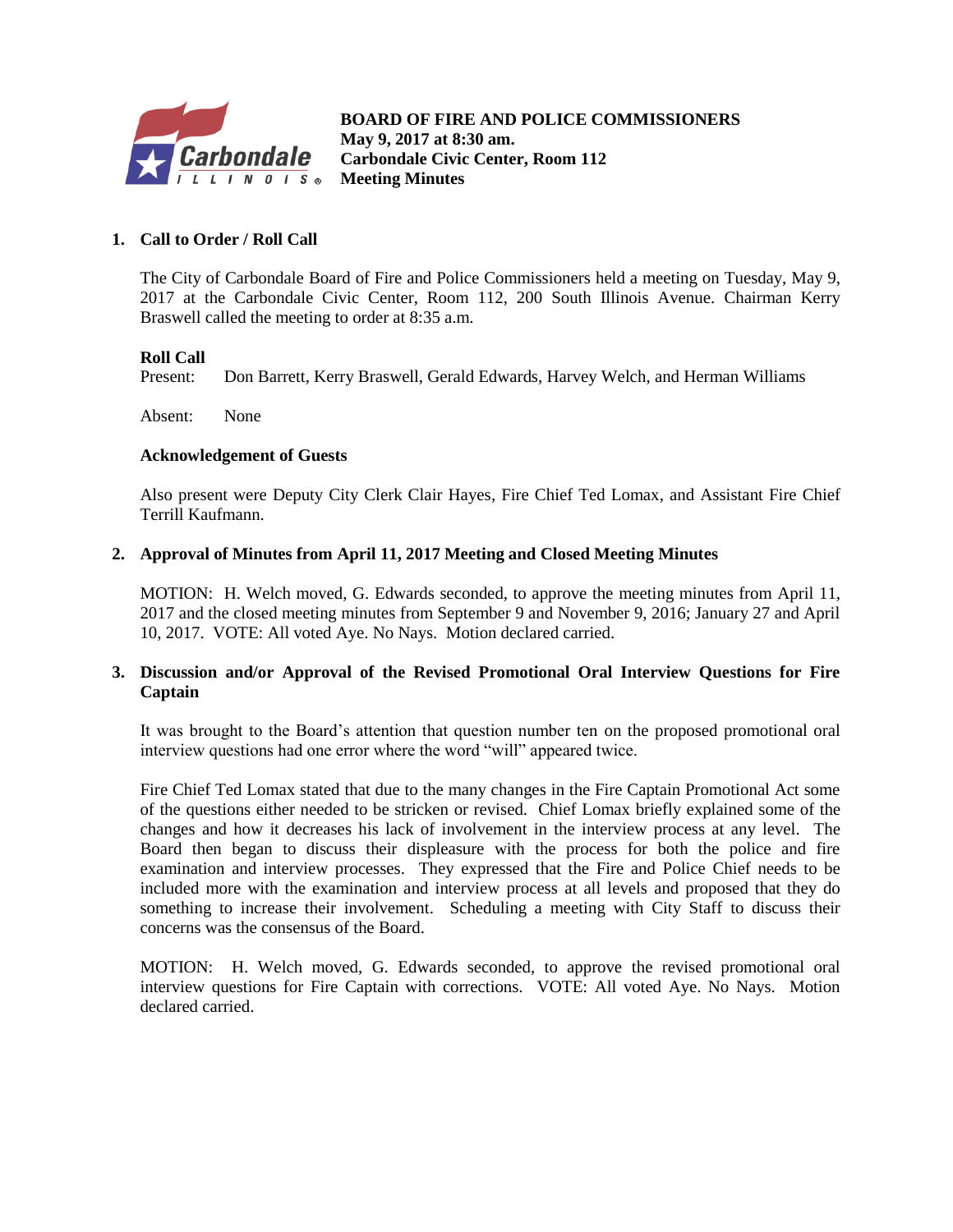**BOARD OF FIRE AND POLICE COMMISSIONERS**
**May 9, 2017 at 8:30 am.**
**Carbondale Civic Center, Room 112**
**Meeting Minutes**

## 1. Call to Order / Roll Call

The City of Carbondale Board of Fire and Police Commissioners held a meeting on Tuesday, May 9, 2017 at the Carbondale Civic Center, Room 112, 200 South Illinois Avenue. Chairman Kerry Braswell called the meeting to order at 8:35 a.m.

**Roll Call**

Present: Don Barrett, Kerry Braswell, Gerald Edwards, Harvey Welch, and Herman Williams

Absent: None

**Acknowledgement of Guests**

Also present were Deputy City Clerk Clair Hayes, Fire Chief Ted Lomax, and Assistant Fire Chief Terrill Kaufmann.

## 2. Approval of Minutes from April 11, 2017 Meeting and Closed Meeting Minutes

MOTION: H. Welch moved, G. Edwards seconded, to approve the meeting minutes from April 11, 2017 and the closed meeting minutes from September 9 and November 9, 2016; January 27 and April 10, 2017. VOTE: All voted Aye. No Nays. Motion declared carried.

## 3. Discussion and/or Approval of the Revised Promotional Oral Interview Questions for Fire Captain

It was brought to the Board's attention that question number ten on the proposed promotional oral interview questions had one error where the word "will" appeared twice.

Fire Chief Ted Lomax stated that due to the many changes in the Fire Captain Promotional Act some of the questions either needed to be stricken or revised. Chief Lomax briefly explained some of the changes and how it decreases his lack of involvement in the interview process at any level. The Board then began to discuss their displeasure with the process for both the police and fire examination and interview processes. They expressed that the Fire and Police Chief needs to be included more with the examination and interview process at all levels and proposed that they do something to increase their involvement. Scheduling a meeting with City Staff to discuss their concerns was the consensus of the Board.

MOTION: H. Welch moved, G. Edwards seconded, to approve the revised promotional oral interview questions for Fire Captain with corrections. VOTE: All voted Aye. No Nays. Motion declared carried.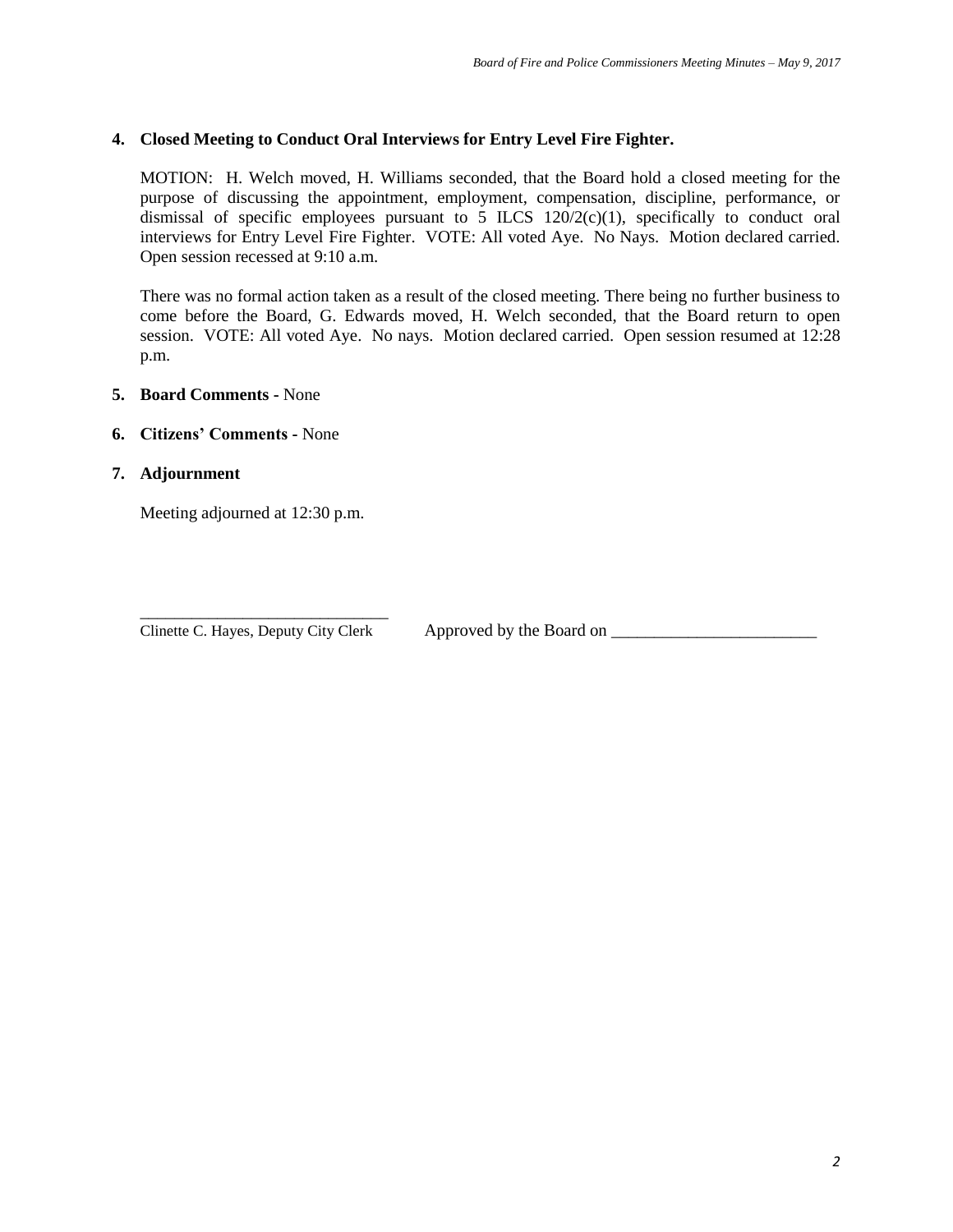4. **Closed Meeting to Conduct Oral Interviews for Entry Level Fire Fighter.**

   MOTION: H. Welch moved, H. Williams seconded, that the Board hold a closed meeting for the purpose of discussing the appointment, employment, compensation, discipline, performance, or dismissal of specific employees pursuant to 5 ILCS 120/2(c)(1), specifically to conduct oral interviews for Entry Level Fire Fighter. VOTE: All voted Aye. No Nays. Motion declared carried. Open session recessed at 9:10 a.m.

   There was no formal action taken as a result of the closed meeting. There being no further business to come before the Board, G. Edwards moved, H. Welch seconded, that the Board return to open session. VOTE: All voted Aye. No nays. Motion declared carried. Open session resumed at 12:28 p.m.

5. **Board Comments -** None

6. **Citizens' Comments -** None

7. **Adjournment**

   Meeting adjourned at 12:30 p.m.

_____________________________
Clinette C. Hayes, Deputy City Clerk

Approved by the Board on ________________________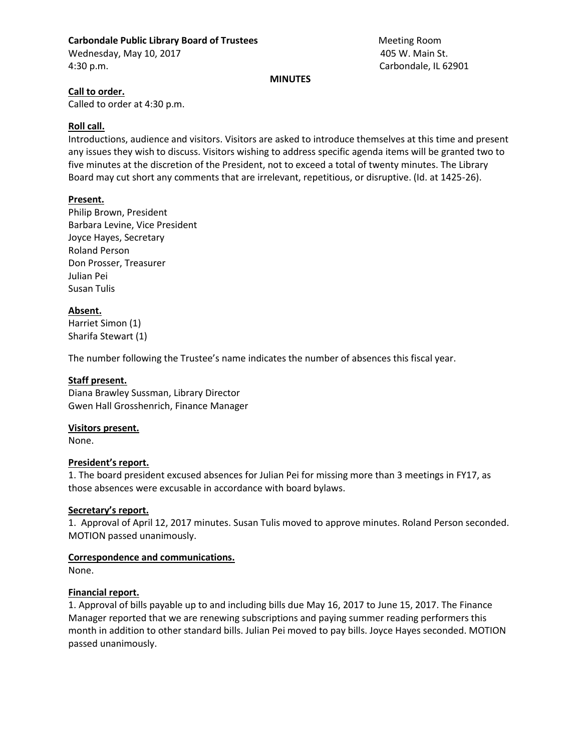**Carbondale Public Library Board of Trustees**
Wednesday, May 10, 2017
4:30 p.m.

Meeting Room
405 W. Main St.
Carbondale, IL 62901

**MINUTES**

**Call to order.**

Called to order at 4:30 p.m.

**Roll call.**

Introductions, audience and visitors. Visitors are asked to introduce themselves at this time and present any issues they wish to discuss. Visitors wishing to address specific agenda items will be granted two to five minutes at the discretion of the President, not to exceed a total of twenty minutes. The Library Board may cut short any comments that are irrelevant, repetitious, or disruptive. (Id. at 1425-26).

**Present.**

Philip Brown, President
Barbara Levine, Vice President
Joyce Hayes, Secretary
Roland Person
Don Prosser, Treasurer
Julian Pei
Susan Tulis

**Absent.**

Harriet Simon (1)
Sharifa Stewart (1)

The number following the Trustee's name indicates the number of absences this fiscal year.

**Staff present.**

Diana Brawley Sussman, Library Director
Gwen Hall Grosshenrich, Finance Manager

**Visitors present.**

None.

**President's report.**

1. The board president excused absences for Julian Pei for missing more than 3 meetings in FY17, as those absences were excusable in accordance with board bylaws.

**Secretary's report.**

1. Approval of April 12, 2017 minutes. Susan Tulis moved to approve minutes. Roland Person seconded. MOTION passed unanimously.

**Correspondence and communications.**

None.

**Financial report.**

1. Approval of bills payable up to and including bills due May 16, 2017 to June 15, 2017. The Finance Manager reported that we are renewing subscriptions and paying summer reading performers this month in addition to other standard bills. Julian Pei moved to pay bills. Joyce Hayes seconded. MOTION passed unanimously.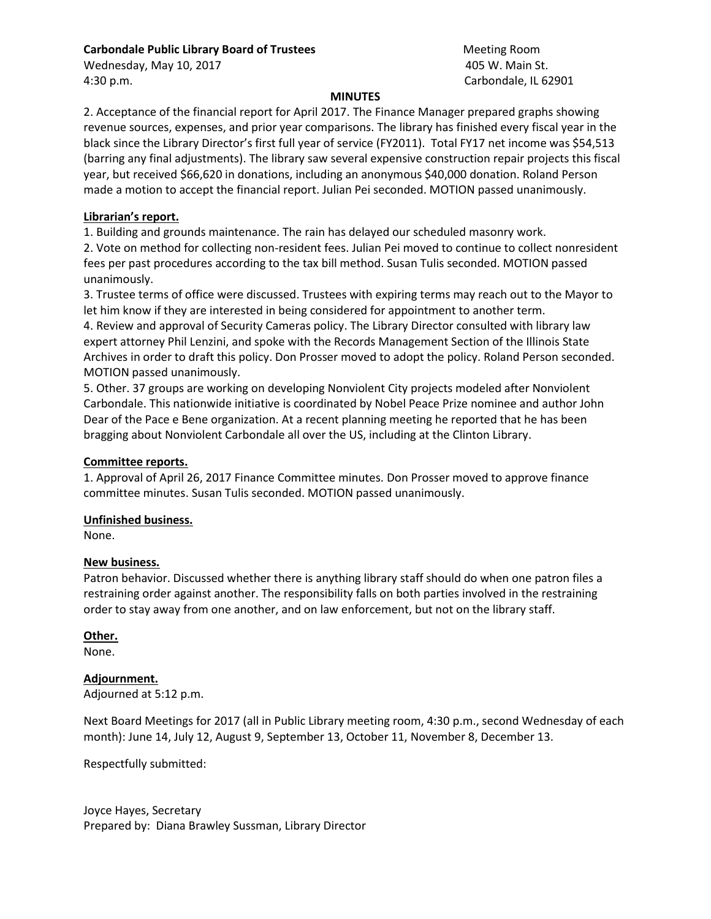**Carbondale Public Library Board of Trustees**
Wednesday, May 10, 2017
4:30 p.m.

Meeting Room
405 W. Main St.
Carbondale, IL 62901

**MINUTES**

2. Acceptance of the financial report for April 2017. The Finance Manager prepared graphs showing revenue sources, expenses, and prior year comparisons. The library has finished every fiscal year in the black since the Library Director's first full year of service (FY2011). Total FY17 net income was $54,513 (barring any final adjustments). The library saw several expensive construction repair projects this fiscal year, but received $66,620 in donations, including an anonymous $40,000 donation. Roland Person made a motion to accept the financial report. Julian Pei seconded. MOTION passed unanimously.

**Librarian's report.**

1. Building and grounds maintenance. The rain has delayed our scheduled masonry work.
2. Vote on method for collecting non-resident fees. Julian Pei moved to continue to collect nonresident fees per past procedures according to the tax bill method. Susan Tulis seconded. MOTION passed unanimously.
3. Trustee terms of office were discussed. Trustees with expiring terms may reach out to the Mayor to let him know if they are interested in being considered for appointment to another term.
4. Review and approval of Security Cameras policy. The Library Director consulted with library law expert attorney Phil Lenzini, and spoke with the Records Management Section of the Illinois State Archives in order to draft this policy. Don Prosser moved to adopt the policy. Roland Person seconded. MOTION passed unanimously.
5. Other. 37 groups are working on developing Nonviolent City projects modeled after Nonviolent Carbondale. This nationwide initiative is coordinated by Nobel Peace Prize nominee and author John Dear of the Pace e Bene organization. At a recent planning meeting he reported that he has been bragging about Nonviolent Carbondale all over the US, including at the Clinton Library.

**Committee reports.**

1. Approval of April 26, 2017 Finance Committee minutes. Don Prosser moved to approve finance committee minutes. Susan Tulis seconded. MOTION passed unanimously.

**Unfinished business.**

None.

**New business.**

Patron behavior. Discussed whether there is anything library staff should do when one patron files a restraining order against another. The responsibility falls on both parties involved in the restraining order to stay away from one another, and on law enforcement, but not on the library staff.

**Other.**

None.

**Adjournment.**

Adjourned at 5:12 p.m.

Next Board Meetings for 2017 (all in Public Library meeting room, 4:30 p.m., second Wednesday of each month): June 14, July 12, August 9, September 13, October 11, November 8, December 13.

Respectfully submitted:

Joyce Hayes, Secretary
Prepared by: Diana Brawley Sussman, Library Director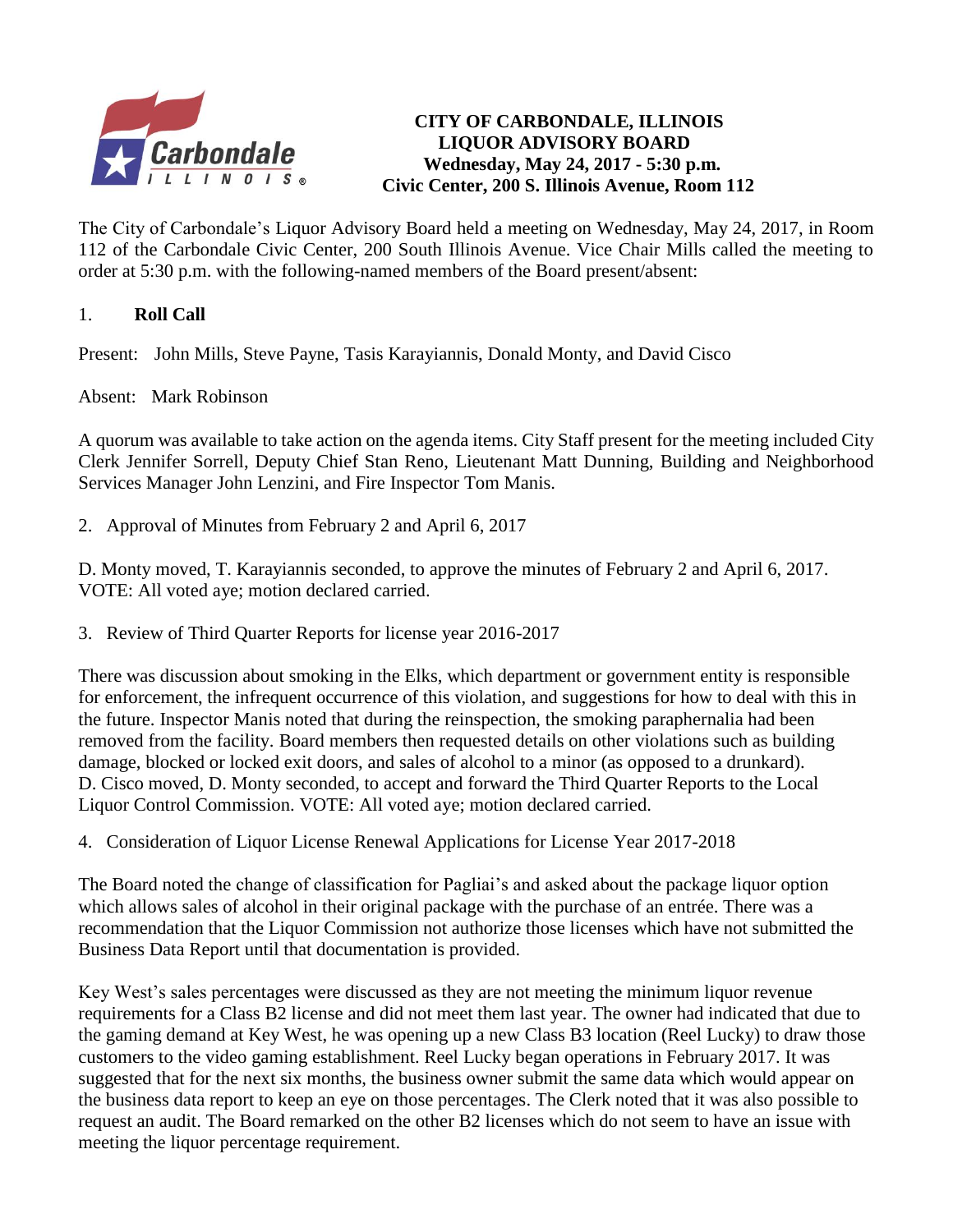**CITY OF CARBONDALE, ILLINOIS**
**LIQUOR ADVISORY BOARD**
**Wednesday, May 24, 2017 - 5:30 p.m.**
**Civic Center, 200 S. Illinois Avenue, Room 112**

The City of Carbondale's Liquor Advisory Board held a meeting on Wednesday, May 24, 2017, in Room 112 of the Carbondale Civic Center, 200 South Illinois Avenue. Vice Chair Mills called the meeting to order at 5:30 p.m. with the following-named members of the Board present/absent:

1. **Roll Call**

Present: John Mills, Steve Payne, Tasis Karayiannis, Donald Monty, and David Cisco

Absent: Mark Robinson

A quorum was available to take action on the agenda items. City Staff present for the meeting included City Clerk Jennifer Sorrell, Deputy Chief Stan Reno, Lieutenant Matt Dunning, Building and Neighborhood Services Manager John Lenzini, and Fire Inspector Tom Manis.

2. Approval of Minutes from February 2 and April 6, 2017

D. Monty moved, T. Karayiannis seconded, to approve the minutes of February 2 and April 6, 2017. VOTE: All voted aye; motion declared carried.

3. Review of Third Quarter Reports for license year 2016-2017

There was discussion about smoking in the Elks, which department or government entity is responsible for enforcement, the infrequent occurrence of this violation, and suggestions for how to deal with this in the future. Inspector Manis noted that during the reinspection, the smoking paraphernalia had been removed from the facility. Board members then requested details on other violations such as building damage, blocked or locked exit doors, and sales of alcohol to a minor (as opposed to a drunkard). D. Cisco moved, D. Monty seconded, to accept and forward the Third Quarter Reports to the Local Liquor Control Commission. VOTE: All voted aye; motion declared carried.

4. Consideration of Liquor License Renewal Applications for License Year 2017-2018

The Board noted the change of classification for Pagliai's and asked about the package liquor option which allows sales of alcohol in their original package with the purchase of an entrée. There was a recommendation that the Liquor Commission not authorize those licenses which have not submitted the Business Data Report until that documentation is provided.

Key West's sales percentages were discussed as they are not meeting the minimum liquor revenue requirements for a Class B2 license and did not meet them last year. The owner had indicated that due to the gaming demand at Key West, he was opening up a new Class B3 location (Reel Lucky) to draw those customers to the video gaming establishment. Reel Lucky began operations in February 2017. It was suggested that for the next six months, the business owner submit the same data which would appear on the business data report to keep an eye on those percentages. The Clerk noted that it was also possible to request an audit. The Board remarked on the other B2 licenses which do not seem to have an issue with meeting the liquor percentage requirement.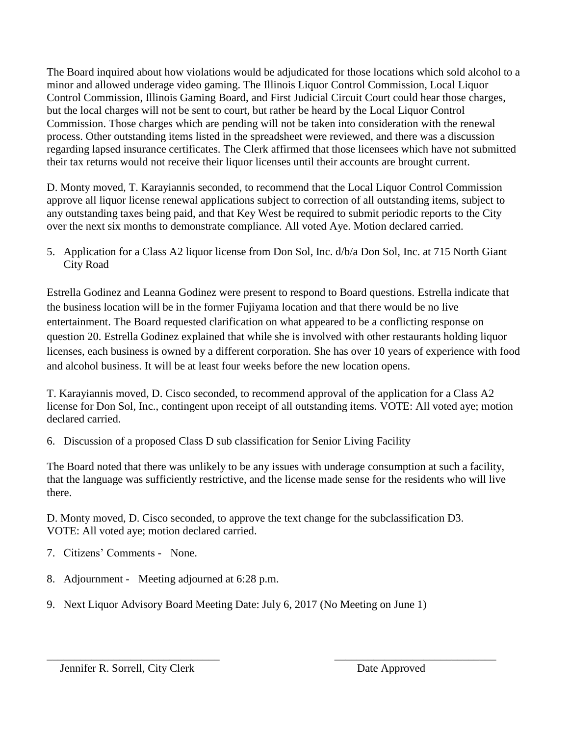The Board inquired about how violations would be adjudicated for those locations which sold alcohol to a minor and allowed underage video gaming. The Illinois Liquor Control Commission, Local Liquor Control Commission, Illinois Gaming Board, and First Judicial Circuit Court could hear those charges, but the local charges will not be sent to court, but rather be heard by the Local Liquor Control Commission. Those charges which are pending will not be taken into consideration with the renewal process. Other outstanding items listed in the spreadsheet were reviewed, and there was a discussion regarding lapsed insurance certificates. The Clerk affirmed that those licensees which have not submitted their tax returns would not receive their liquor licenses until their accounts are brought current.

D. Monty moved, T. Karayiannis seconded, to recommend that the Local Liquor Control Commission approve all liquor license renewal applications subject to correction of all outstanding items, subject to any outstanding taxes being paid, and that Key West be required to submit periodic reports to the City over the next six months to demonstrate compliance. All voted Aye. Motion declared carried.

5. Application for a Class A2 liquor license from Don Sol, Inc. d/b/a Don Sol, Inc. at 715 North Giant City Road

Estrella Godinez and Leanna Godinez were present to respond to Board questions. Estrella indicate that the business location will be in the former Fujiyama location and that there would be no live entertainment. The Board requested clarification on what appeared to be a conflicting response on question 20. Estrella Godinez explained that while she is involved with other restaurants holding liquor licenses, each business is owned by a different corporation. She has over 10 years of experience with food and alcohol business. It will be at least four weeks before the new location opens.

T. Karayiannis moved, D. Cisco seconded, to recommend approval of the application for a Class A2 license for Don Sol, Inc., contingent upon receipt of all outstanding items. VOTE: All voted aye; motion declared carried.

6. Discussion of a proposed Class D sub classification for Senior Living Facility

The Board noted that there was unlikely to be any issues with underage consumption at such a facility, that the language was sufficiently restrictive, and the license made sense for the residents who will live there.

D. Monty moved, D. Cisco seconded, to approve the text change for the subclassification D3.
VOTE: All voted aye; motion declared carried.

7. Citizens' Comments - None.

8. Adjournment - Meeting adjourned at 6:28 p.m.

9. Next Liquor Advisory Board Meeting Date: July 6, 2017 (No Meeting on June 1)

______________________________ ______________________________

Jennifer R. Sorrell, City Clerk Date Approved